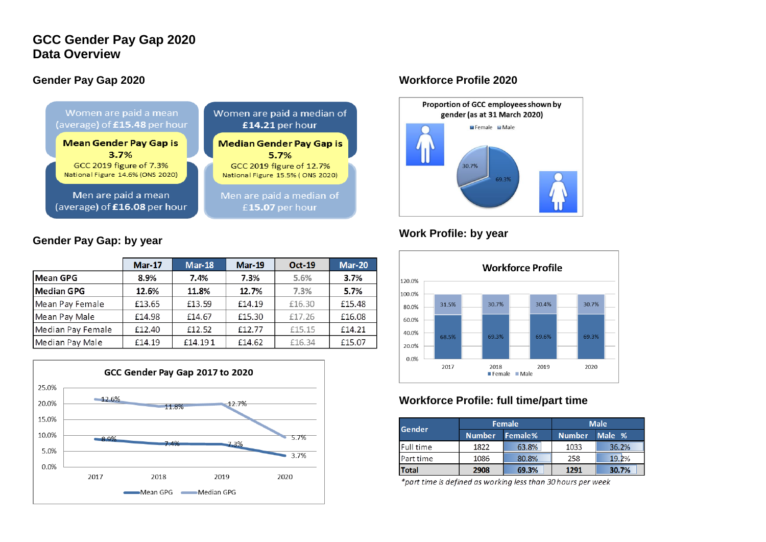# GCC Gender Pay Gap 2020
# Data Overview

## Gender Pay Gap 2020

Women are paid a mean (average) of **£15.48** per hour

**Mean Gender Pay Gap is 3.7%**
GCC 2019 figure of 7.3%
National Figure 14.6% (ONS 2020)

Men are paid a mean (average) of **£16.08** per hour

Women are paid a median of **£14.21** per hour

**Median Gender Pay Gap is 5.7%**
GCC 2019 figure of 12.7%
National Figure 15.5% ( ONS 2020)

Men are paid a median of **£15.07** per hour

## Gender Pay Gap: by year

| | Mar-17 | Mar-18 | Mar-19 | Oct-19 | Mar-20 |
|---|---|---|---|---|---|
| **Mean GPG** | **8.9%** | **7.4%** | **7.3%** | **5.6%** | **3.7%** |
| **Median GPG** | **12.6%** | **11.8%** | **12.7%** | **7.3%** | **5.7%** |
| Mean Pay Female | £13.65 | £13.59 | £14.19 | £16.30 | £15.48 |
| Mean Pay Male | £14.98 | £14.67 | £15.30 | £17.26 | £16.08 |
| Median Pay Female | £12.40 | £12.52 | £12.77 | £15.15 | £14.21 |
| Median Pay Male | £14.19 | £14.19 1 | £14.62 | £16.34 | £15.07 |

**GCC Gender Pay Gap 2017 to 2020**

| | 2017 | 2018 | 2019 | 2020 |
|---|---|---|---|---|
| Mean GPG | 8.9% | 7.4% | 7.3% | 3.7% |
| Median GPG | 12.6% | 11.8% | 12.7% | 5.7% |

## Workforce Profile 2020

**Proportion of GCC employees shown by gender (as at 31 March 2020)**

Female 69.3%, Male 30.7%

## Work Profile: by year

**Workforce Profile**

| | 2017 | 2018 | 2019 | 2020 |
|---|---|---|---|---|
| Female | 68.5% | 69.3% | 69.6% | 69.3% |
| Male | 31.5% | 30.7% | 30.4% | 30.7% |

## Workforce Profile: full time/part time

| Gender | Female | | Male | |
|---|---|---|---|---|
| | Number | Female% | Number | Male % |
| Full time | 1822 | 63.8% | 1033 | 36.2% |
| Part time | 1086 | 80.8% | 258 | 19.2% |
| **Total** | **2908** | **69.3%** | **1291** | **30.7%** |

*\*part time is defined as working less than 30 hours per week*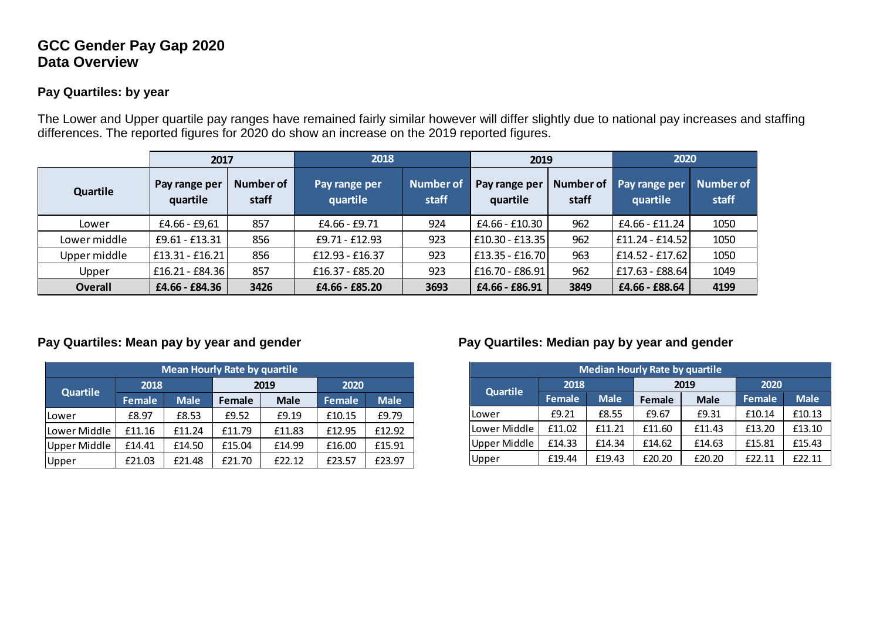# GCC Gender Pay Gap 2020
# Data Overview

### Pay Quartiles: by year

The Lower and Upper quartile pay ranges have remained fairly similar however will differ slightly due to national pay increases and staffing differences. The reported figures for 2020 do show an increase on the 2019 reported figures.

| | 2017 | | 2018 | | 2019 | | 2020 | |
|---|---|---|---|---|---|---|---|---|
| Quartile | Pay range per quartile | Number of staff | Pay range per quartile | Number of staff | Pay range per quartile | Number of staff | Pay range per quartile | Number of staff |
| Lower | £4.66 - £9,61 | 857 | £4.66 - £9.71 | 924 | £4.66 - £10.30 | 962 | £4.66 - £11.24 | 1050 |
| Lower middle | £9.61 - £13.31 | 856 | £9.71 - £12.93 | 923 | £10.30 - £13.35 | 962 | £11.24 - £14.52 | 1050 |
| Upper middle | £13.31 - £16.21 | 856 | £12.93 - £16.37 | 923 | £13.35 - £16.70 | 963 | £14.52 - £17.62 | 1050 |
| Upper | £16.21 - £84.36 | 857 | £16.37 - £85.20 | 923 | £16.70 - £86.91 | 962 | £17.63 - £88.64 | 1049 |
| **Overall** | **£4.66 - £84.36** | **3426** | **£4.66 - £85.20** | **3693** | **£4.66 - £86.91** | **3849** | **£4.66 - £88.64** | **4199** |

### Pay Quartiles: Mean pay by year and gender

| Mean Hourly Rate by quartile | | | | | | |
|---|---|---|---|---|---|---|
| Quartile | 2018 | | 2019 | | 2020 | |
| | Female | Male | Female | Male | Female | Male |
| Lower | £8.97 | £8.53 | £9.52 | £9.19 | £10.15 | £9.79 |
| Lower Middle | £11.16 | £11.24 | £11.79 | £11.83 | £12.95 | £12.92 |
| Upper Middle | £14.41 | £14.50 | £15.04 | £14.99 | £16.00 | £15.91 |
| Upper | £21.03 | £21.48 | £21.70 | £22.12 | £23.57 | £23.97 |

### Pay Quartiles: Median pay by year and gender

| Median Hourly Rate by quartile | | | | | | |
|---|---|---|---|---|---|---|
| Quartile | 2018 | | 2019 | | 2020 | |
| | Female | Male | Female | Male | Female | Male |
| Lower | £9.21 | £8.55 | £9.67 | £9.31 | £10.14 | £10.13 |
| Lower Middle | £11.02 | £11.21 | £11.60 | £11.43 | £13.20 | £13.10 |
| Upper Middle | £14.33 | £14.34 | £14.62 | £14.63 | £15.81 | £15.43 |
| Upper | £19.44 | £19.43 | £20.20 | £20.20 | £22.11 | £22.11 |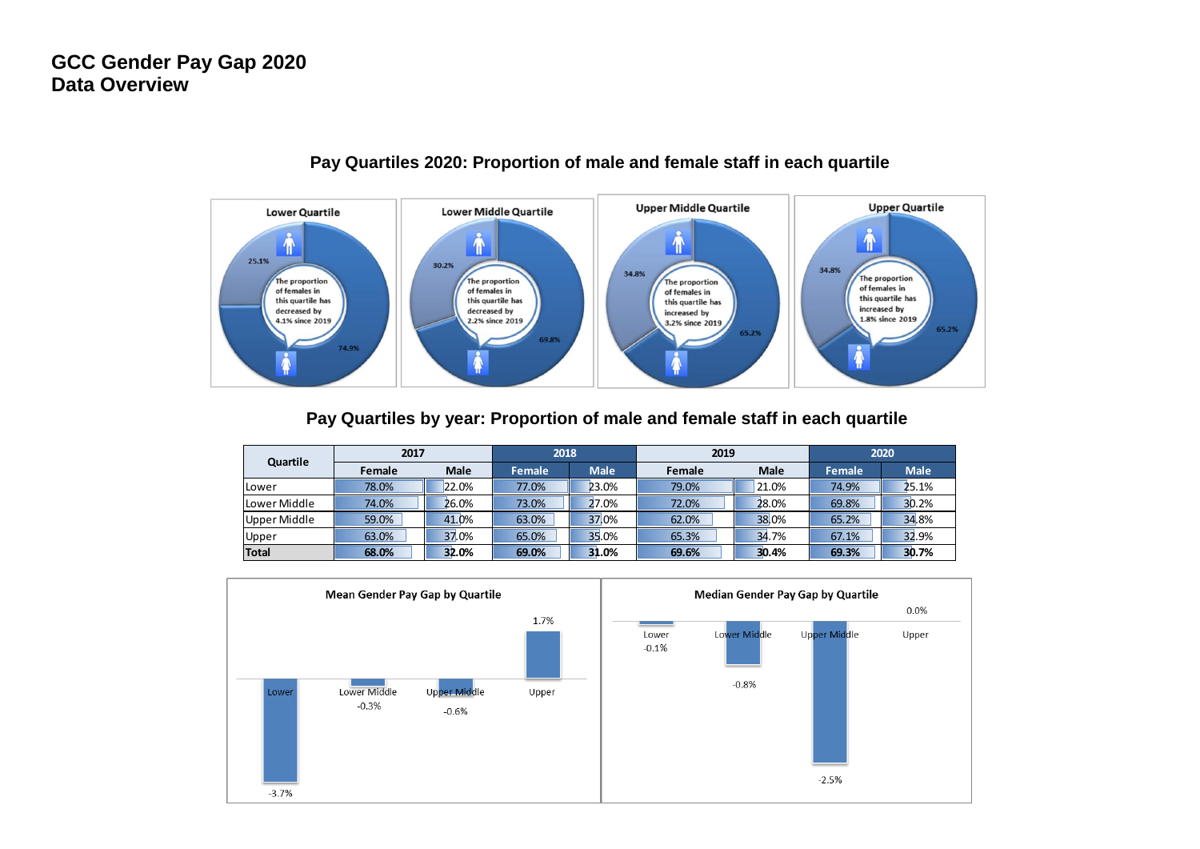# GCC Gender Pay Gap 2020
# Data Overview

## Pay Quartiles 2020: Proportion of male and female staff in each quartile

**Lower Quartile**

25.1%

74.9%

The proportion of females in this quartile has decreased by 4.1% since 2019

**Lower Middle Quartile**

30.2%

69.8%

The proportion of females in this quartile has decreased by 2.2% since 2019

**Upper Middle Quartile**

34.8%

65.2%

The proportion of females in this quartile has increased by 3.2% since 2019

**Upper Quartile**

34.8%

65.2%

The proportion of females in this quartile has increased by 1.8% since 2019

## Pay Quartiles by year: Proportion of male and female staff in each quartile

| Quartile | 2017 | | 2018 | | 2019 | | 2020 | |
|---|---|---|---|---|---|---|---|---|
| | Female | Male | Female | Male | Female | Male | Female | Male |
| Lower | 78.0% | 22.0% | 77.0% | 23.0% | 79.0% | 21.0% | 74.9% | 25.1% |
| Lower Middle | 74.0% | 26.0% | 73.0% | 27.0% | 72.0% | 28.0% | 69.8% | 30.2% |
| Upper Middle | 59.0% | 41.0% | 63.0% | 37.0% | 62.0% | 38.0% | 65.2% | 34.8% |
| Upper | 63.0% | 37.0% | 65.0% | 35.0% | 65.3% | 34.7% | 67.1% | 32.9% |
| **Total** | **68.0%** | **32.0%** | **69.0%** | **31.0%** | **69.6%** | **30.4%** | **69.3%** | **30.7%** |

**Mean Gender Pay Gap by Quartile**

| Lower | Lower Middle | Upper Middle | Upper |
|---|---|---|---|
| -3.7% | -0.3% | -0.6% | 1.7% |

**Median Gender Pay Gap by Quartile**

| Lower | Lower Middle | Upper Middle | Upper |
|---|---|---|---|
| -0.1% | -0.8% | -2.5% | 0.0% |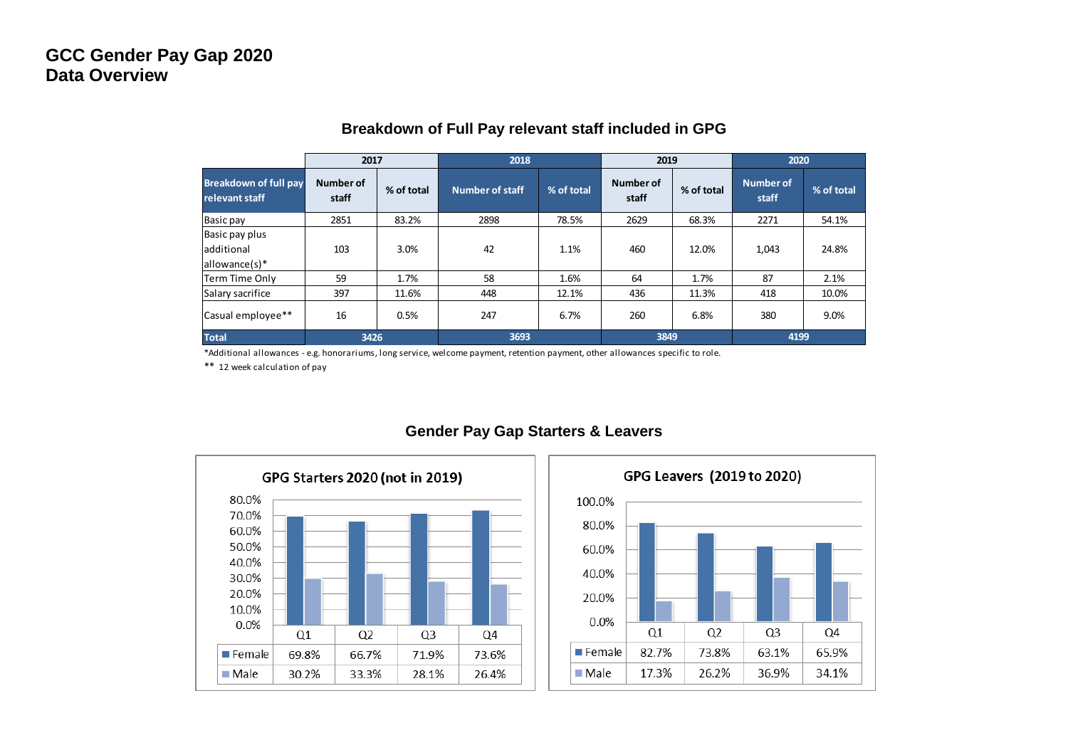# GCC Gender Pay Gap 2020
# Data Overview

## Breakdown of Full Pay relevant staff included in GPG

| | 2017 | | 2018 | | 2019 | | 2020 | |
|---|---|---|---|---|---|---|---|---|
| Breakdown of full pay relevant staff | Number of staff | % of total | Number of staff | % of total | Number of staff | % of total | Number of staff | % of total |
| Basic pay | 2851 | 83.2% | 2898 | 78.5% | 2629 | 68.3% | 2271 | 54.1% |
| Basic pay plus additional allowance(s)* | 103 | 3.0% | 42 | 1.1% | 460 | 12.0% | 1,043 | 24.8% |
| Term Time Only | 59 | 1.7% | 58 | 1.6% | 64 | 1.7% | 87 | 2.1% |
| Salary sacrifice | 397 | 11.6% | 448 | 12.1% | 436 | 11.3% | 418 | 10.0% |
| Casual employee** | 16 | 0.5% | 247 | 6.7% | 260 | 6.8% | 380 | 9.0% |
| Total | 3426 | | 3693 | | 3849 | | 4199 | |

*Additional allowances - e.g. honorariums, long service, welcome payment, retention payment, other allowances specific to role.

** 12 week calculation of pay

## Gender Pay Gap Starters & Leavers

GPG Starters 2020 (not in 2019)

80.0%
70.0%
60.0%
50.0%
40.0%
30.0%
20.0%
10.0%
0.0%

Q1 Q2 Q3 Q4

Female 69.8% 66.7% 71.9% 73.6%

Male 30.2% 33.3% 28.1% 26.4%

GPG Leavers (2019 to 2020)

100.0%
80.0%
60.0%
40.0%
20.0%
0.0%

Q1 Q2 Q3 Q4

Female 82.7% 73.8% 63.1% 65.9%

Male 17.3% 26.2% 36.9% 34.1%